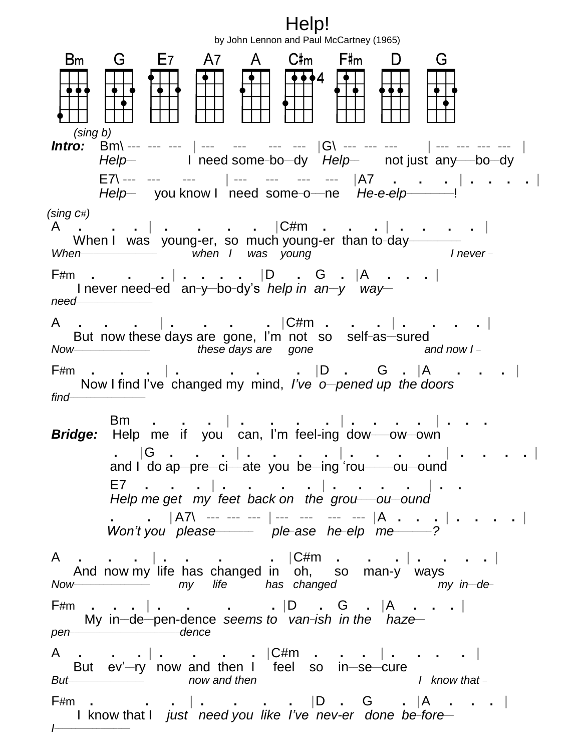# Help!

by John Lennon and Paul McCartney (1965)

Bm G E7 A7 A C#m F#m D G

*(sing b)*

**Intro:** Bm\ --- --- --- | --- --- --- --- |G\ --- --- --- | --- --- --- --- |
*Help*— I need some–bo–dy *Help*— not just any—bo–dy

E7\ --- --- --- | --- --- --- --- |A7 . . . | . . . . |
*Help*— you know I need some–o—ne *He-e-elp*————!

*(sing c#)*

A . . . | . . . . |C#m . . . | . . . . |
When I was young-er, so much young-er than to–day————
*When*———— *when I was young* *I never* –

F#m . . . | . . . . |D . G . |A . . . |
I never need–ed an–y–bo–dy's *help in an–y way*—
*need*————

A . . . | . . . . |C#m . . . | . . . . |
But now these days are gone, I'm not so self–as–sured
*Now*———— *these days are gone* *and now I* –

F#m . . . | . . . . |D . G . |A . . . |
Now I find I've changed my mind, *I've o–pened up the doors*
*find*————

**Bridge:** Bm . . . | . . . . | . . . . | . . .
Help me if you can, I'm feel-ing dow—ow–own

. |G . . . | . . . . | . . . . | . . . . |
and I do ap–pre–ci—ate you be–ing 'rou——ou–ound

E7 . . . | . . . . | . . . . | . .
*Help me get my feet back on the grou—ou–ound*

. . | A7\ --- --- --- | --- --- --- --- |A . . . | . . . . |
*Won't you please*——— *ple–ase he–elp me*———*?*

A . . . | . . . . |C#m . . . | . . . . |
And now my life has changed in oh, so man-y ways
*Now*———— *my life has changed* *my in–de–*

F#m . . . | . . . . |D . G . |A . . . |
My in–de–pen-dence *seems to van–ish in the haze*—
*pen*————————*dence*

A . . . | . . . . |C#m . . . | . . . . |
But ev'–ry now and then I feel so in–se–cure
*But*———— *now and then* *I know that* –

F#m . . . | . . . . |D . G . |A . . . |
I know that I *just need you like I've nev-er done be–fore*—
*I*————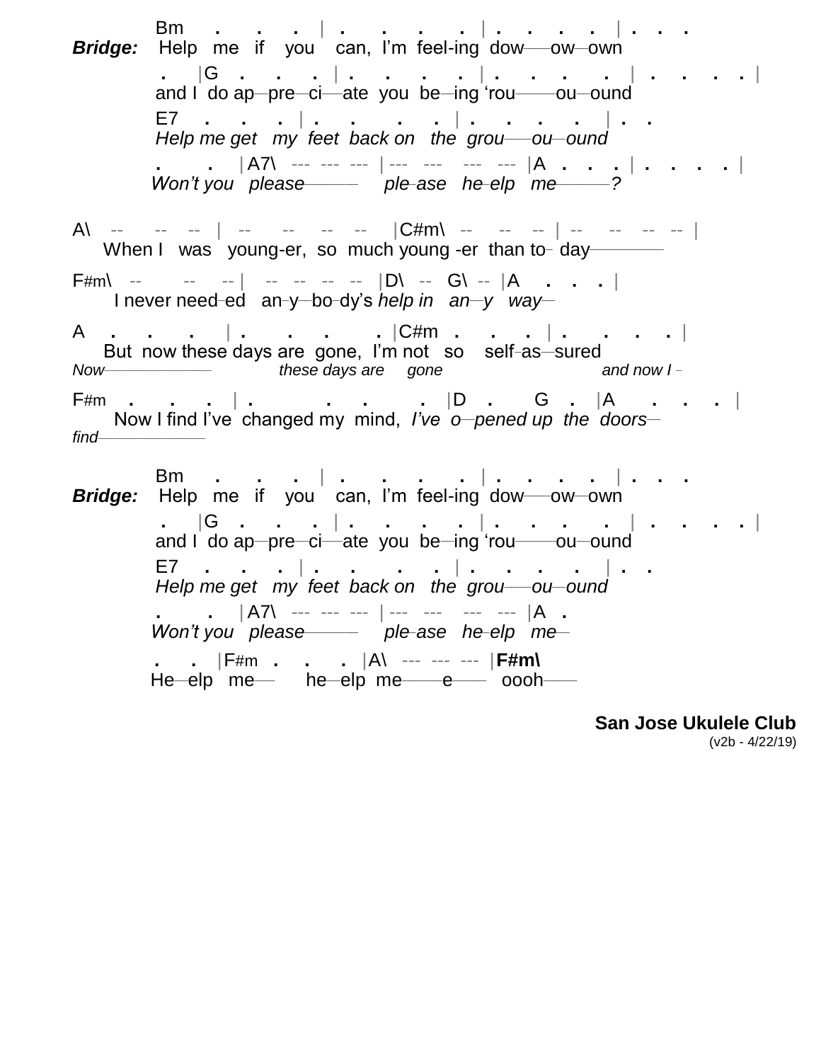```
         Bm     .     .     .  |  .     .     .     .  |  .     .     .     .  |  .    .    .
Bridge:   Help  me  if   you   can,  I'm  feel-ing  dow——ow—own
          .     |G    .     .     .  |  .     .     .     .  |  .     .     .     .   |  .    .    .    .    .  |
         and I  do ap—pre—ci—ate  you  be—ing 'rou———ou—ound
         E7    .     .     .  |  .     .     .     .  |  .     .     .     .     |  .    .
         Help me get   my  feet  back on   the  grou——ou—ound
         .       .    | A7\   ---  ---  ---  | ---   ---    ---   ---  |A   .    .    .  |  .    .    .    .  |
        Won't you   please———      ple-ase   he-elp   me———?

A\    --      --    --   |  --      --     --     --    |C#m\  --     --    --  |  --     --     --   --  |
     When I   was   young-er,  so  much young -er  than to- day———

F#m\  --         --     --  |    --   --   --   --   |D\  --   G\  --  |A     .    .    .  |
       I never need-ed   an-y—bo-dy's help in   an—y   way—

A    .     .      .      |  .      .      .       .  |C#m   .      .     .   |  .      .     .     .  |
     But  now these days are  gone,  I'm not   so    self-as—sured
Now———————                these days are     gone                          and now I -

F#m    .      .      .     |  .           .      .         .   |D    .      G   .   |A      .     .     .   |
       Now I find I've  changed my  mind,  I've o—pened up  the  doors—
find———————

         Bm     .     .     .  |  .     .     .     .  |  .     .     .     .  |  .    .    .
Bridge:   Help  me  if   you   can,  I'm  feel-ing  dow——ow—own
          .     |G    .     .     .  |  .     .     .     .  |  .     .     .     .   |  .    .    .    .    .  |
         and I  do ap—pre—ci—ate  you  be—ing 'rou———ou—ound
         E7    .     .     .  |  .     .     .     .  |  .     .     .     .     |  .    .
         Help me get   my  feet  back on   the  grou——ou—ound
         .       .    | A7\   ---  ---  ---  | ---   ---    ---   ---  |A   .
        Won't you   please———      ple-ase   he-elp   me—
         .     .    |F#m   .     .     .   |A\   ---  ---  ---  |F#m\
        He—elp   me—      he—elp  me———e———   oooh———
```

**San Jose Ukulele Club**
(v2b - 4/22/19)